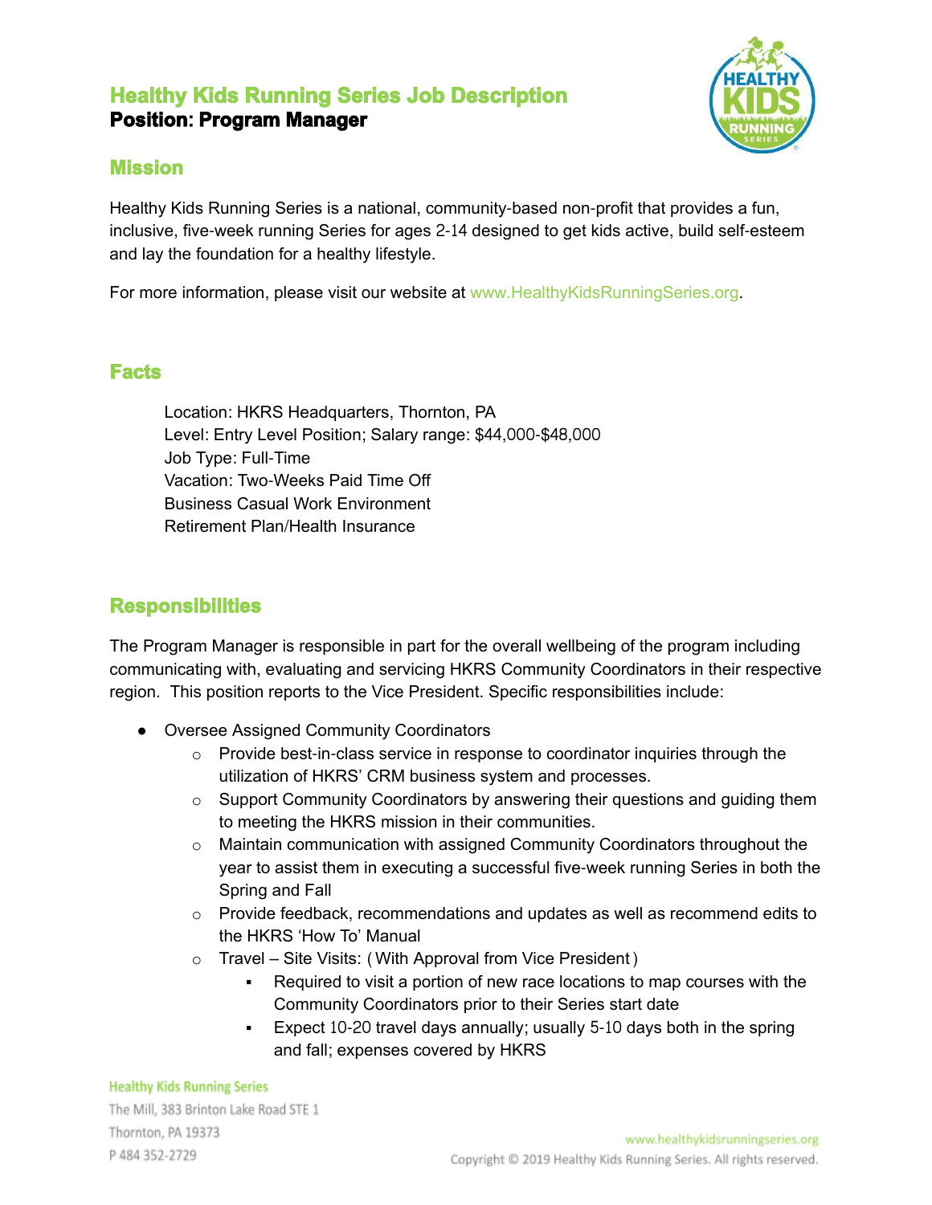# Healthy Kids Running Series Job Description

**Position: Program Manager**

## Mission

Healthy Kids Running Series is a national, community-based non-profit that provides a fun, inclusive, five-week running Series for ages 2-14 designed to get kids active, build self-esteem and lay the foundation for a healthy lifestyle.

For more information, please visit our website at www.HealthyKidsRunningSeries.org.

## Facts

Location: HKRS Headquarters, Thornton, PA
Level: Entry Level Position; Salary range: $44,000-$48,000
Job Type: Full-Time
Vacation: Two-Weeks Paid Time Off
Business Casual Work Environment
Retirement Plan/Health Insurance

## Responsibilities

The Program Manager is responsible in part for the overall wellbeing of the program including communicating with, evaluating and servicing HKRS Community Coordinators in their respective region. This position reports to the Vice President. Specific responsibilities include:

- Oversee Assigned Community Coordinators
  - Provide best-in-class service in response to coordinator inquiries through the utilization of HKRS' CRM business system and processes.
  - Support Community Coordinators by answering their questions and guiding them to meeting the HKRS mission in their communities.
  - Maintain communication with assigned Community Coordinators throughout the year to assist them in executing a successful five-week running Series in both the Spring and Fall
  - Provide feedback, recommendations and updates as well as recommend edits to the HKRS 'How To' Manual
  - Travel – Site Visits: (With Approval from Vice President)
    - Required to visit a portion of new race locations to map courses with the Community Coordinators prior to their Series start date
    - Expect 10-20 travel days annually; usually 5-10 days both in the spring and fall; expenses covered by HKRS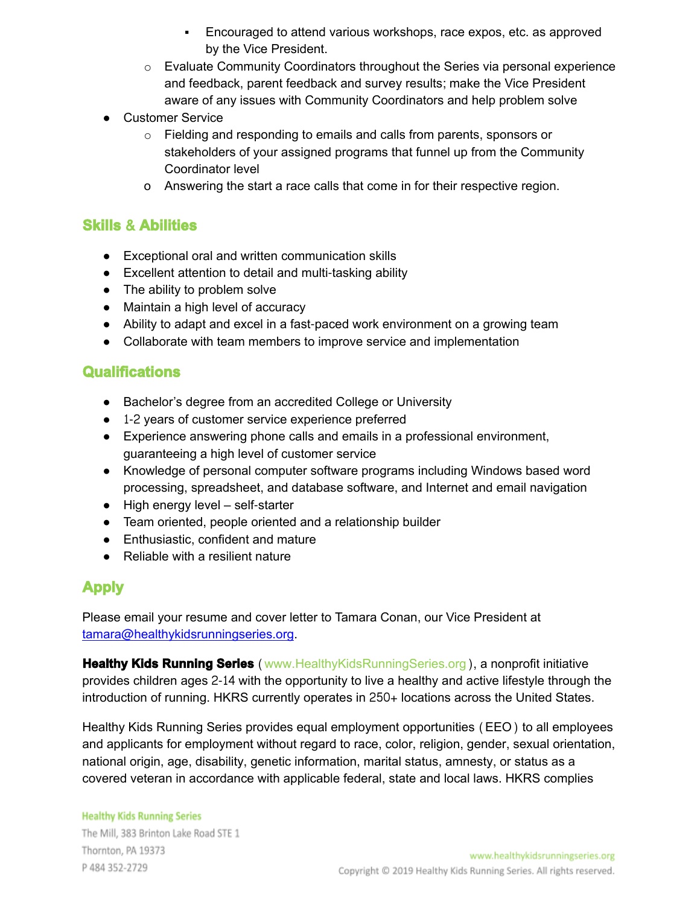- Encouraged to attend various workshops, race expos, etc. as approved by the Vice President.
    - Evaluate Community Coordinators throughout the Series via personal experience and feedback, parent feedback and survey results; make the Vice President aware of any issues with Community Coordinators and help problem solve
- Customer Service
    - Fielding and responding to emails and calls from parents, sponsors or stakeholders of your assigned programs that funnel up from the Community Coordinator level
    - Answering the start a race calls that come in for their respective region.

## Skills & Abilities

- Exceptional oral and written communication skills
- Excellent attention to detail and multi-tasking ability
- The ability to problem solve
- Maintain a high level of accuracy
- Ability to adapt and excel in a fast-paced work environment on a growing team
- Collaborate with team members to improve service and implementation

## Qualifications

- Bachelor's degree from an accredited College or University
- 1-2 years of customer service experience preferred
- Experience answering phone calls and emails in a professional environment, guaranteeing a high level of customer service
- Knowledge of personal computer software programs including Windows based word processing, spreadsheet, and database software, and Internet and email navigation
- High energy level – self-starter
- Team oriented, people oriented and a relationship builder
- Enthusiastic, confident and mature
- Reliable with a resilient nature

## Apply

Please email your resume and cover letter to Tamara Conan, our Vice President at tamara@healthykidsrunningseries.org.

**Healthy Kids Running Series** ( www.HealthyKidsRunningSeries.org ), a nonprofit initiative provides children ages 2-14 with the opportunity to live a healthy and active lifestyle through the introduction of running. HKRS currently operates in 250+ locations across the United States.

Healthy Kids Running Series provides equal employment opportunities ( EEO ) to all employees and applicants for employment without regard to race, color, religion, gender, sexual orientation, national origin, age, disability, genetic information, marital status, amnesty, or status as a covered veteran in accordance with applicable federal, state and local laws. HKRS complies

Healthy Kids Running Series
The Mill, 383 Brinton Lake Road STE 1
Thornton, PA 19373
P 484 352-2729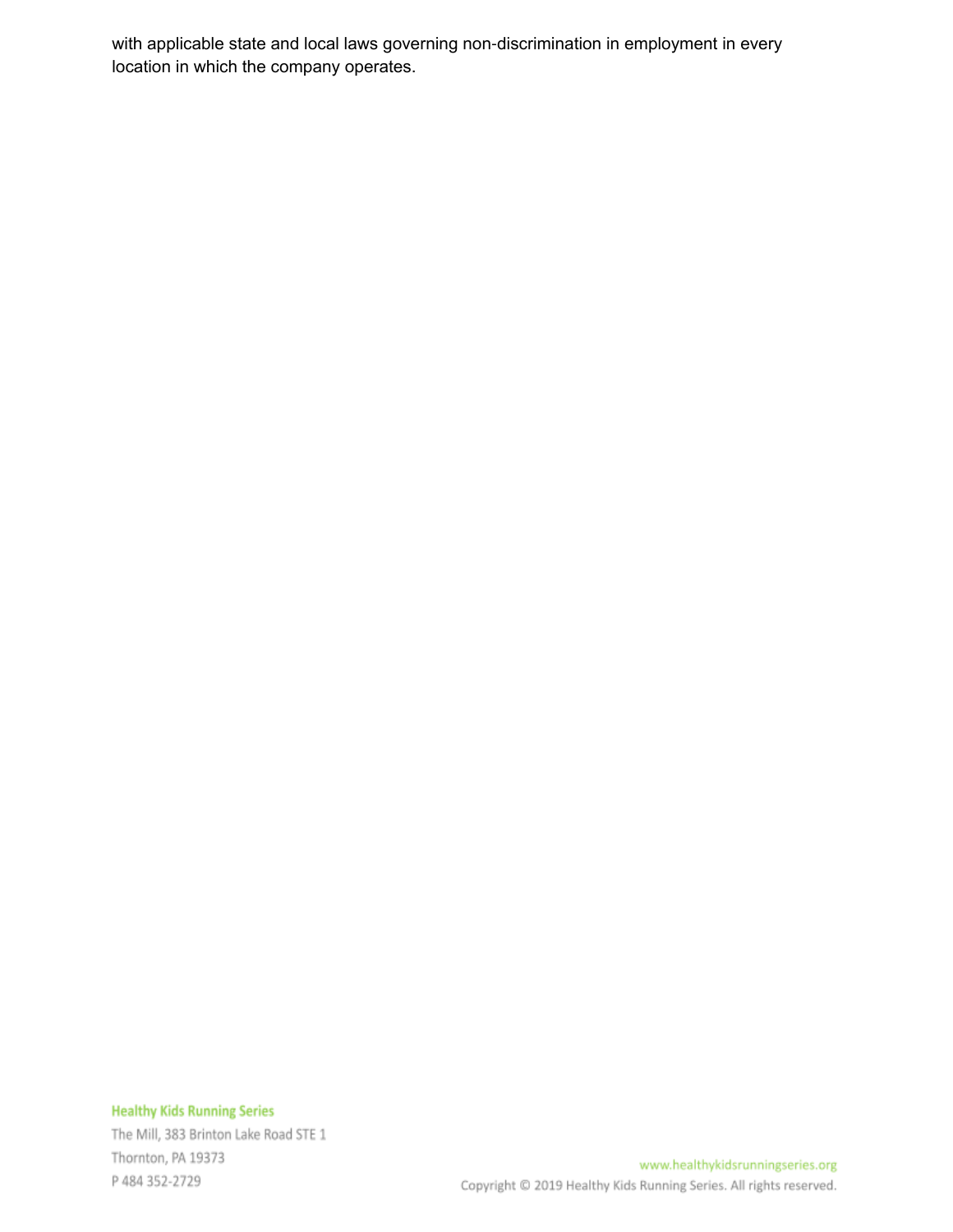with applicable state and local laws governing non-discrimination in employment in every location in which the company operates.